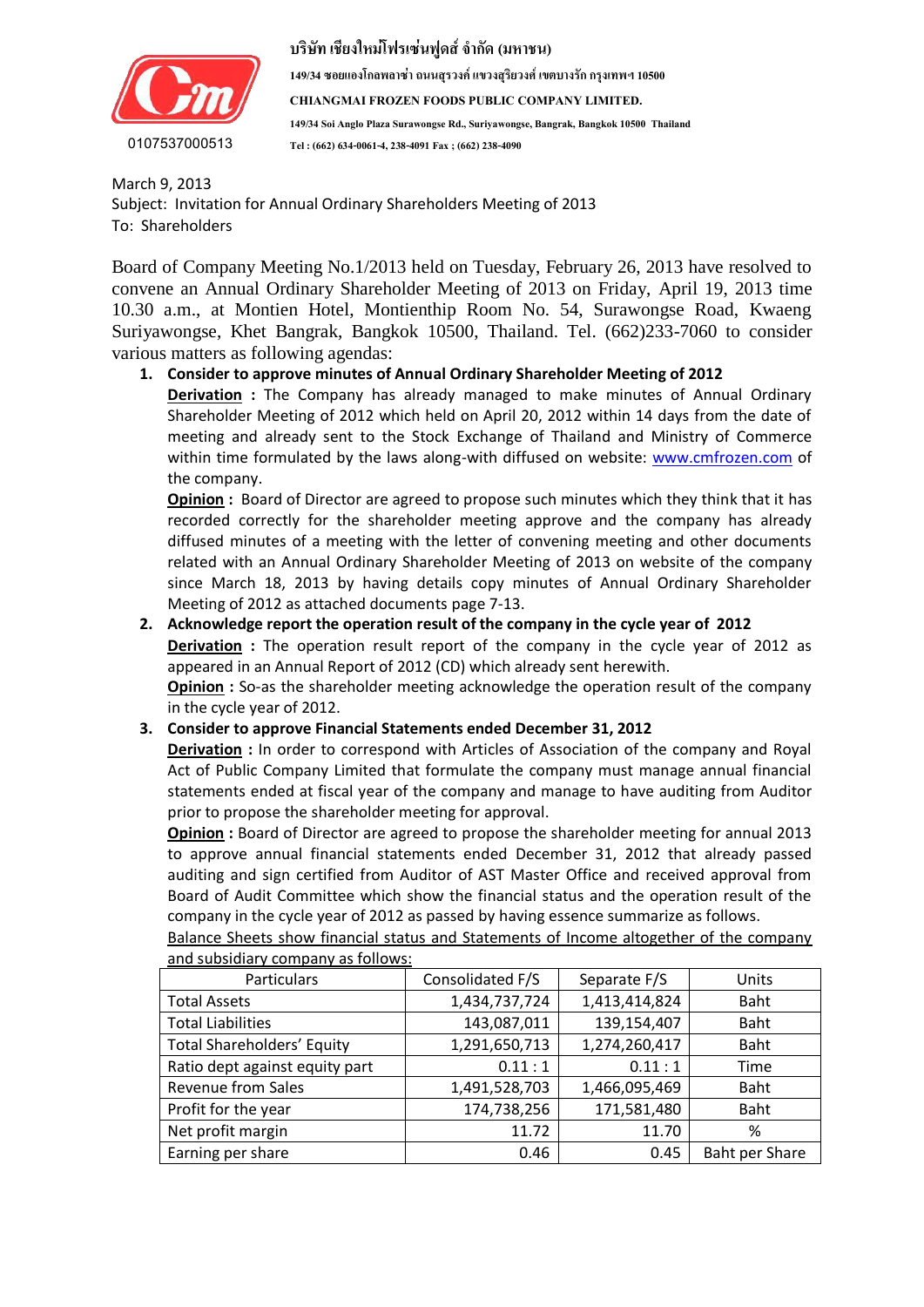บริษัท เชียงใหม่โฟรเซ่นฟูดส์ จำกัด (มหาชน)

149/34 ซอยแองโกลพลาซ่า ถนนสุรวงศ์ แขวงสุริยวงศ์ เขตบางรัก กรุงเทพฯ 10500

**CHIANGMAI FROZEN FOODS PUBLIC COMPANY LIMITED.**

149/34 Soi Anglo Plaza Surawongse Rd., Suriyawongse, Bangrak, Bangkok 10500 Thailand

Tel : (662) 634-0061-4, 238-4091 Fax ; (662) 238-4090

0107537000513

March 9, 2013

Subject: Invitation for Annual Ordinary Shareholders Meeting of 2013

To: Shareholders

Board of Company Meeting No.1/2013 held on Tuesday, February 26, 2013 have resolved to convene an Annual Ordinary Shareholder Meeting of 2013 on Friday, April 19, 2013 time 10.30 a.m., at Montien Hotel, Montienthip Room No. 54, Surawongse Road, Kwaeng Suriyawongse, Khet Bangrak, Bangkok 10500, Thailand. Tel. (662)233-7060 to consider various matters as following agendas:

1. **Consider to approve minutes of Annual Ordinary Shareholder Meeting of 2012**

   **Derivation :** The Company has already managed to make minutes of Annual Ordinary Shareholder Meeting of 2012 which held on April 20, 2012 within 14 days from the date of meeting and already sent to the Stock Exchange of Thailand and Ministry of Commerce within time formulated by the laws along-with diffused on website: www.cmfrozen.com of the company.

   **Opinion :** Board of Director are agreed to propose such minutes which they think that it has recorded correctly for the shareholder meeting approve and the company has already diffused minutes of a meeting with the letter of convening meeting and other documents related with an Annual Ordinary Shareholder Meeting of 2013 on website of the company since March 18, 2013 by having details copy minutes of Annual Ordinary Shareholder Meeting of 2012 as attached documents page 7-13.

2. **Acknowledge report the operation result of the company in the cycle year of 2012**

   **Derivation :** The operation result report of the company in the cycle year of 2012 as appeared in an Annual Report of 2012 (CD) which already sent herewith.

   **Opinion :** So-as the shareholder meeting acknowledge the operation result of the company in the cycle year of 2012.

3. **Consider to approve Financial Statements ended December 31, 2012**

   **Derivation :** In order to correspond with Articles of Association of the company and Royal Act of Public Company Limited that formulate the company must manage annual financial statements ended at fiscal year of the company and manage to have auditing from Auditor prior to propose the shareholder meeting for approval.

   **Opinion :** Board of Director are agreed to propose the shareholder meeting for annual 2013 to approve annual financial statements ended December 31, 2012 that already passed auditing and sign certified from Auditor of AST Master Office and received approval from Board of Audit Committee which show the financial status and the operation result of the company in the cycle year of 2012 as passed by having essence summarize as follows.

   Balance Sheets show financial status and Statements of Income altogether of the company and subsidiary company as follows:

| Particulars | Consolidated F/S | Separate F/S | Units |
|---|---|---|---|
| Total Assets | 1,434,737,724 | 1,413,414,824 | Baht |
| Total Liabilities | 143,087,011 | 139,154,407 | Baht |
| Total Shareholders' Equity | 1,291,650,713 | 1,274,260,417 | Baht |
| Ratio dept against equity part | 0.11 : 1 | 0.11 : 1 | Time |
| Revenue from Sales | 1,491,528,703 | 1,466,095,469 | Baht |
| Profit for the year | 174,738,256 | 171,581,480 | Baht |
| Net profit margin | 11.72 | 11.70 | % |
| Earning per share | 0.46 | 0.45 | Baht per Share |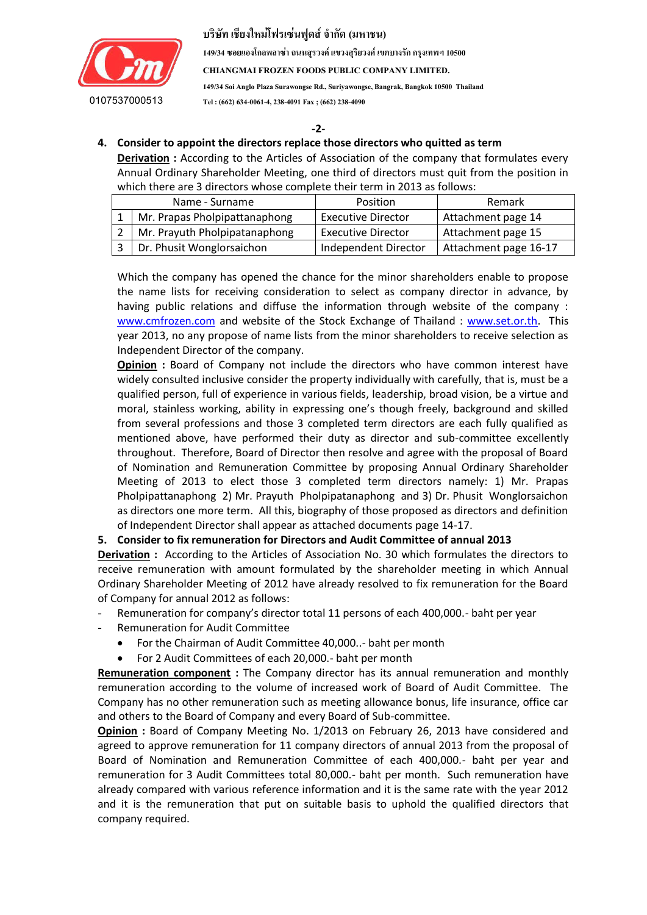## 4. Consider to appoint the directors replace those directors who quitted as term

**Derivation :** According to the Articles of Association of the company that formulates every Annual Ordinary Shareholder Meeting, one third of directors must quit from the position in which there are 3 directors whose complete their term in 2013 as follows:

| | Name - Surname | Position | Remark |
|---|---|---|---|
| 1 | Mr. Prapas Pholpipattanaphong | Executive Director | Attachment page 14 |
| 2 | Mr. Prayuth Pholpipatanaphong | Executive Director | Attachment page 15 |
| 3 | Dr. Phusit Wonglorsaichon | Independent Director | Attachment page 16-17 |

Which the company has opened the chance for the minor shareholders enable to propose the name lists for receiving consideration to select as company director in advance, by having public relations and diffuse the information through website of the company : www.cmfrozen.com and website of the Stock Exchange of Thailand : www.set.or.th. This year 2013, no any propose of name lists from the minor shareholders to receive selection as Independent Director of the company.

**Opinion :** Board of Company not include the directors who have common interest have widely consulted inclusive consider the property individually with carefully, that is, must be a qualified person, full of experience in various fields, leadership, broad vision, be a virtue and moral, stainless working, ability in expressing one's though freely, background and skilled from several professions and those 3 completed term directors are each fully qualified as mentioned above, have performed their duty as director and sub-committee excellently throughout. Therefore, Board of Director then resolve and agree with the proposal of Board of Nomination and Remuneration Committee by proposing Annual Ordinary Shareholder Meeting of 2013 to elect those 3 completed term directors namely: 1) Mr. Prapas Pholpipattanaphong 2) Mr. Prayuth Pholpipatanaphong and 3) Dr. Phusit Wonglorsaichon as directors one more term. All this, biography of those proposed as directors and definition of Independent Director shall appear as attached documents page 14-17.

## 5. Consider to fix remuneration for Directors and Audit Committee of annual 2013

**Derivation :** According to the Articles of Association No. 30 which formulates the directors to receive remuneration with amount formulated by the shareholder meeting in which Annual Ordinary Shareholder Meeting of 2012 have already resolved to fix remuneration for the Board of Company for annual 2012 as follows:

- Remuneration for company's director total 11 persons of each 400,000.- baht per year
- Remuneration for Audit Committee
  - For the Chairman of Audit Committee 40,000..- baht per month
  - For 2 Audit Committees of each 20,000.- baht per month

**Remuneration component :** The Company director has its annual remuneration and monthly remuneration according to the volume of increased work of Board of Audit Committee. The Company has no other remuneration such as meeting allowance bonus, life insurance, office car and others to the Board of Company and every Board of Sub-committee.

**Opinion :** Board of Company Meeting No. 1/2013 on February 26, 2013 have considered and agreed to approve remuneration for 11 company directors of annual 2013 from the proposal of Board of Nomination and Remuneration Committee of each 400,000.- baht per year and remuneration for 3 Audit Committees total 80,000.- baht per month. Such remuneration have already compared with various reference information and it is the same rate with the year 2012 and it is the remuneration that put on suitable basis to uphold the qualified directors that company required.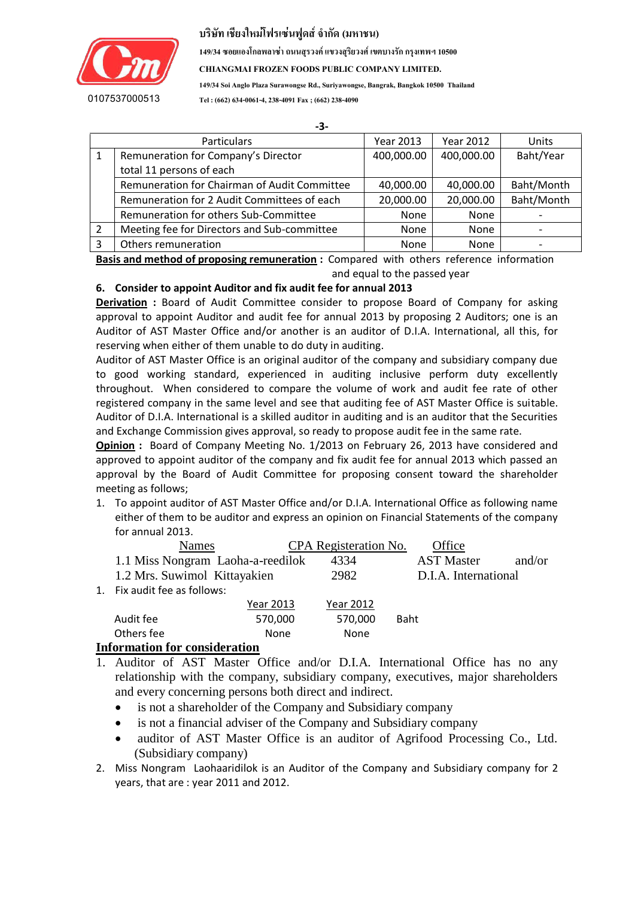| | Particulars | Year 2013 | Year 2012 | Units |
|---|---|---|---|---|
| 1 | Remuneration for Company's Director total 11 persons of each | 400,000.00 | 400,000.00 | Baht/Year |
| | Remuneration for Chairman of Audit Committee | 40,000.00 | 40,000.00 | Baht/Month |
| | Remuneration for 2 Audit Committees of each | 20,000.00 | 20,000.00 | Baht/Month |
| | Remuneration for others Sub-Committee | None | None | - |
| 2 | Meeting fee for Directors and Sub-committee | None | None | - |
| 3 | Others remuneration | None | None | - |

**Basis and method of proposing remuneration :** Compared with others reference information and equal to the passed year

**6. Consider to appoint Auditor and fix audit fee for annual 2013**

**Derivation :** Board of Audit Committee consider to propose Board of Company for asking approval to appoint Auditor and audit fee for annual 2013 by proposing 2 Auditors; one is an Auditor of AST Master Office and/or another is an auditor of D.I.A. International, all this, for reserving when either of them unable to do duty in auditing.

Auditor of AST Master Office is an original auditor of the company and subsidiary company due to good working standard, experienced in auditing inclusive perform duty excellently throughout. When considered to compare the volume of work and audit fee rate of other registered company in the same level and see that auditing fee of AST Master Office is suitable. Auditor of D.I.A. International is a skilled auditor in auditing and is an auditor that the Securities and Exchange Commission gives approval, so ready to propose audit fee in the same rate.

**Opinion :** Board of Company Meeting No. 1/2013 on February 26, 2013 have considered and approved to appoint auditor of the company and fix audit fee for annual 2013 which passed an approval by the Board of Audit Committee for proposing consent toward the shareholder meeting as follows;

1. To appoint auditor of AST Master Office and/or D.I.A. International Office as following name either of them to be auditor and express an opinion on Financial Statements of the company for annual 2013.

| Names | CPA Registeration No. | Office | |
|---|---|---|---|
| 1.1 Miss Nongram Laoha-a-reedilok | 4334 | AST Master | and/or |
| 1.2 Mrs. Suwimol Kittayakien | 2982 | D.I.A. International | |

1. Fix audit fee as follows:

| | Year 2013 | Year 2012 | |
|---|---|---|---|
| Audit fee | 570,000 | 570,000 | Baht |
| Others fee | None | None | |

**Information for consideration**

1. Auditor of AST Master Office and/or D.I.A. International Office has no any relationship with the company, subsidiary company, executives, major shareholders and every concerning persons both direct and indirect.
   - is not a shareholder of the Company and Subsidiary company
   - is not a financial adviser of the Company and Subsidiary company
   - auditor of AST Master Office is an auditor of Agrifood Processing Co., Ltd. (Subsidiary company)
2. Miss Nongram Laohaaridilok is an Auditor of the Company and Subsidiary company for 2 years, that are : year 2011 and 2012.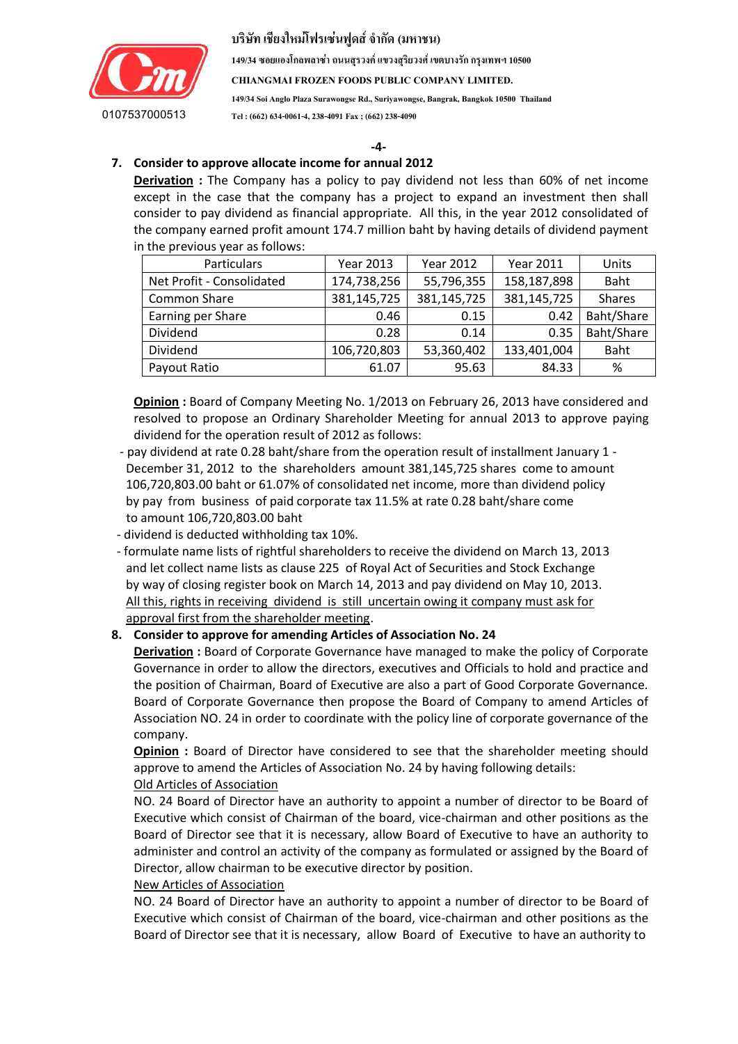**7. Consider to approve allocate income for annual 2012**

**Derivation :** The Company has a policy to pay dividend not less than 60% of net income except in the case that the company has a project to expand an investment then shall consider to pay dividend as financial appropriate. All this, in the year 2012 consolidated of the company earned profit amount 174.7 million baht by having details of dividend payment in the previous year as follows:

| Particulars | Year 2013 | Year 2012 | Year 2011 | Units |
|---|---|---|---|---|
| Net Profit - Consolidated | 174,738,256 | 55,796,355 | 158,187,898 | Baht |
| Common Share | 381,145,725 | 381,145,725 | 381,145,725 | Shares |
| Earning per Share | 0.46 | 0.15 | 0.42 | Baht/Share |
| Dividend | 0.28 | 0.14 | 0.35 | Baht/Share |
| Dividend | 106,720,803 | 53,360,402 | 133,401,004 | Baht |
| Payout Ratio | 61.07 | 95.63 | 84.33 | % |

**Opinion :** Board of Company Meeting No. 1/2013 on February 26, 2013 have considered and resolved to propose an Ordinary Shareholder Meeting for annual 2013 to approve paying dividend for the operation result of 2012 as follows:

- pay dividend at rate 0.28 baht/share from the operation result of installment January 1 - December 31, 2012 to the shareholders amount 381,145,725 shares come to amount 106,720,803.00 baht or 61.07% of consolidated net income, more than dividend policy by pay from business of paid corporate tax 11.5% at rate 0.28 baht/share come to amount 106,720,803.00 baht
- dividend is deducted withholding tax 10%.
- formulate name lists of rightful shareholders to receive the dividend on March 13, 2013 and let collect name lists as clause 225 of Royal Act of Securities and Stock Exchange by way of closing register book on March 14, 2013 and pay dividend on May 10, 2013. <u>All this, rights in receiving dividend is still uncertain owing it company must ask for approval first from the shareholder meeting</u>.

**8. Consider to approve for amending Articles of Association No. 24**

**Derivation :** Board of Corporate Governance have managed to make the policy of Corporate Governance in order to allow the directors, executives and Officials to hold and practice and the position of Chairman, Board of Executive are also a part of Good Corporate Governance. Board of Corporate Governance then propose the Board of Company to amend Articles of Association NO. 24 in order to coordinate with the policy line of corporate governance of the company.

**Opinion :** Board of Director have considered to see that the shareholder meeting should approve to amend the Articles of Association No. 24 by having following details:

<u>Old Articles of Association</u>

NO. 24 Board of Director have an authority to appoint a number of director to be Board of Executive which consist of Chairman of the board, vice-chairman and other positions as the Board of Director see that it is necessary, allow Board of Executive to have an authority to administer and control an activity of the company as formulated or assigned by the Board of Director, allow chairman to be executive director by position.

<u>New Articles of Association</u>

NO. 24 Board of Director have an authority to appoint a number of director to be Board of Executive which consist of Chairman of the board, vice-chairman and other positions as the Board of Director see that it is necessary, allow Board of Executive to have an authority to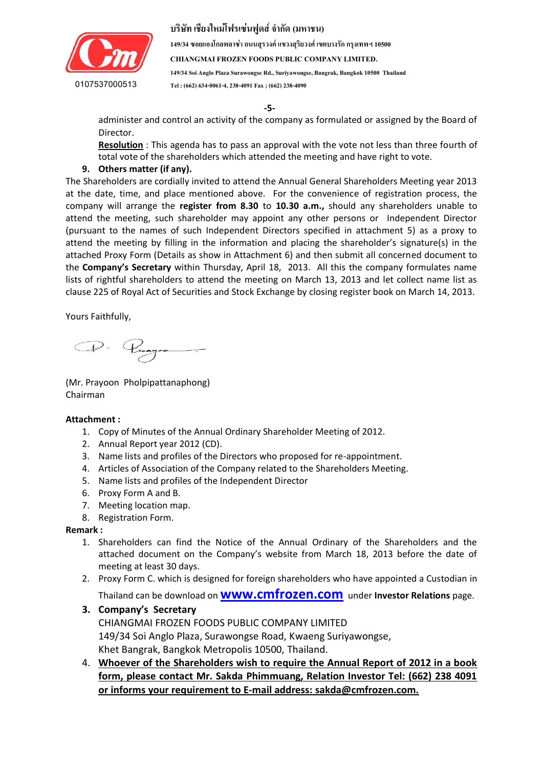administer and control an activity of the company as formulated or assigned by the Board of Director.

**Resolution** : This agenda has to pass an approval with the vote not less than three fourth of total vote of the shareholders which attended the meeting and have right to vote.

**9. Others matter (if any).**

The Shareholders are cordially invited to attend the Annual General Shareholders Meeting year 2013 at the date, time, and place mentioned above. For the convenience of registration process, the company will arrange the **register from 8.30** to **10.30 a.m.,** should any shareholders unable to attend the meeting, such shareholder may appoint any other persons or Independent Director (pursuant to the names of such Independent Directors specified in attachment 5) as a proxy to attend the meeting by filling in the information and placing the shareholder's signature(s) in the attached Proxy Form (Details as show in Attachment 6) and then submit all concerned document to the **Company's Secretary** within Thursday, April 18, 2013. All this the company formulates name lists of rightful shareholders to attend the meeting on March 13, 2013 and let collect name list as clause 225 of Royal Act of Securities and Stock Exchange by closing register book on March 14, 2013.

Yours Faithfully,

(Mr. Prayoon Pholpipattanaphong)
Chairman

**Attachment :**

1. Copy of Minutes of the Annual Ordinary Shareholder Meeting of 2012.
2. Annual Report year 2012 (CD).
3. Name lists and profiles of the Directors who proposed for re-appointment.
4. Articles of Association of the Company related to the Shareholders Meeting.
5. Name lists and profiles of the Independent Director
6. Proxy Form A and B.
7. Meeting location map.
8. Registration Form.

**Remark :**

1. Shareholders can find the Notice of the Annual Ordinary of the Shareholders and the attached document on the Company's website from March 18, 2013 before the date of meeting at least 30 days.
2. Proxy Form C. which is designed for foreign shareholders who have appointed a Custodian in Thailand can be download on **www.cmfrozen.com** under **Investor Relations** page.
3. **Company's Secretary**
   CHIANGMAI FROZEN FOODS PUBLIC COMPANY LIMITED
   149/34 Soi Anglo Plaza, Surawongse Road, Kwaeng Suriyawongse,
   Khet Bangrak, Bangkok Metropolis 10500, Thailand.
4. **Whoever of the Shareholders wish to require the Annual Report of 2012 in a book form, please contact Mr. Sakda Phimmuang, Relation Investor Tel: (662) 238 4091 or informs your requirement to E-mail address: sakda@cmfrozen.com.**